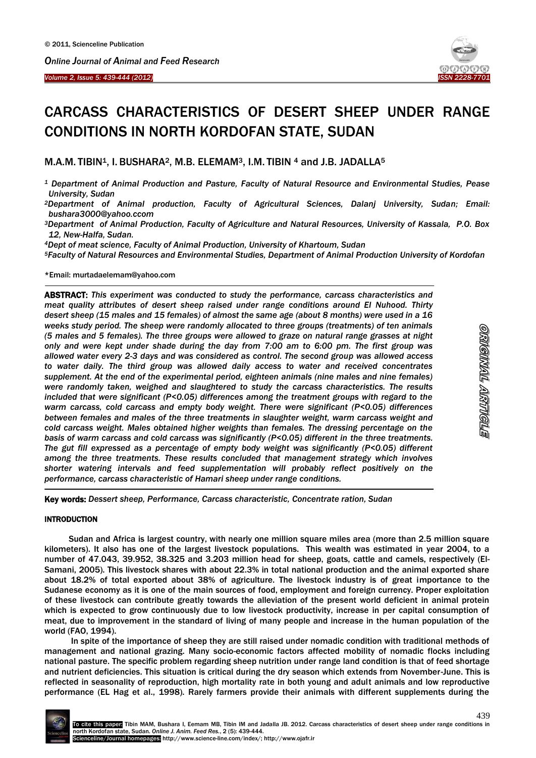# CARCASS CHARACTERISTICS OF DESERT SHEEP UNDER RANGE CONDITIONS IN NORTH KORDOFAN STATE, SUDAN

M.A.M. TIBIN[1], I. BUSHARA[2], M.B. ELEMAM[3], I.M. TIBIN [4] and J.B. JADALLA[5]

*[1] Department of Animal Production and Pasture, Faculty of Natural Resource and Environmental Studies, Pease University, Sudan*

*[2]Department of Animal production, Faculty of Agricultural Sciences, Dalanj University, Sudan; Email: bushara3000@yahoo.ccom*

*[3]Department of Animal Production, Faculty of Agriculture and Natural Resources, University of Kassala, P.O. Box 12, New-Halfa, Sudan.*

*[4]Dept of meat science, Faculty of Animal Production, University of Khartoum, Sudan*

*[5]Faculty of Natural Resources and Environmental Studies, Department of Animal Production University of Kordofan*

*Email: murtadaelemam@yahoo.com

**ABSTRACT:** *This experiment was conducted to study the performance, carcass characteristics and meat quality attributes of desert sheep raised under range conditions around El Nuhood. Thirty desert sheep (15 males and 15 females) of almost the same age (about 8 months) were used in a 16 weeks study period. The sheep were randomly allocated to three groups (treatments) of ten animals (5 males and 5 females). The three groups were allowed to graze on natural range grasses at night only and were kept under shade during the day from 7:00 am to 6:00 pm. The first group was allowed water every 2-3 days and was considered as control. The second group was allowed access to water daily. The third group was allowed daily access to water and received concentrates supplement. At the end of the experimental period, eighteen animals (nine males and nine females) were randomly taken, weighed and slaughtered to study the carcass characteristics. The results included that were significant (P<0.05) differences among the treatment groups with regard to the warm carcass, cold carcass and empty body weight. There were significant (P<0.05) differences between females and males of the three treatments in slaughter weight, warm carcass weight and cold carcass weight. Males obtained higher weights than females. The dressing percentage on the basis of warm carcass and cold carcass was significantly (P<0.05) different in the three treatments. The gut fill expressed as a percentage of empty body weight was significantly (P<0.05) different among the three treatments. These results concluded that management strategy which involves shorter watering intervals and feed supplementation will probably reflect positively on the performance, carcass characteristic of Hamari sheep under range conditions.*

**Key words:** *Dessert sheep, Performance, Carcass characteristic, Concentrate ration, Sudan*

## INTRODUCTION

Sudan and Africa is largest country, with nearly one million square miles area (more than 2.5 million square kilometers). It also has one of the largest livestock populations. This wealth was estimated in year 2004, to a number of 47.043, 39.952, 38.325 and 3.203 million head for sheep, goats, cattle and camels, respectively (El-Samani, 2005). This livestock shares with about 22.3% in total national production and the animal exported share about 18.2% of total exported about 38% of agriculture. The livestock industry is of great importance to the Sudanese economy as it is one of the main sources of food, employment and foreign currency. Proper exploitation of these livestock can contribute greatly towards the alleviation of the present world deficient in animal protein which is expected to grow continuously due to low livestock productivity, increase in per capital consumption of meat, due to improvement in the standard of living of many people and increase in the human population of the world (FAO, 1994).

In spite of the importance of sheep they are still raised under nomadic condition with traditional methods of management and national grazing. Many socio-economic factors affected mobility of nomadic flocks including national pasture. The specific problem regarding sheep nutrition under range land condition is that of feed shortage and nutrient deficiencies. This situation is critical during the dry season which extends from November-June. This is reflected in seasonality of reproduction, high mortality rate in both young and adult animals and low reproductive performance (EL Hag et al., 1998). Rarely farmers provide their animals with different supplements during the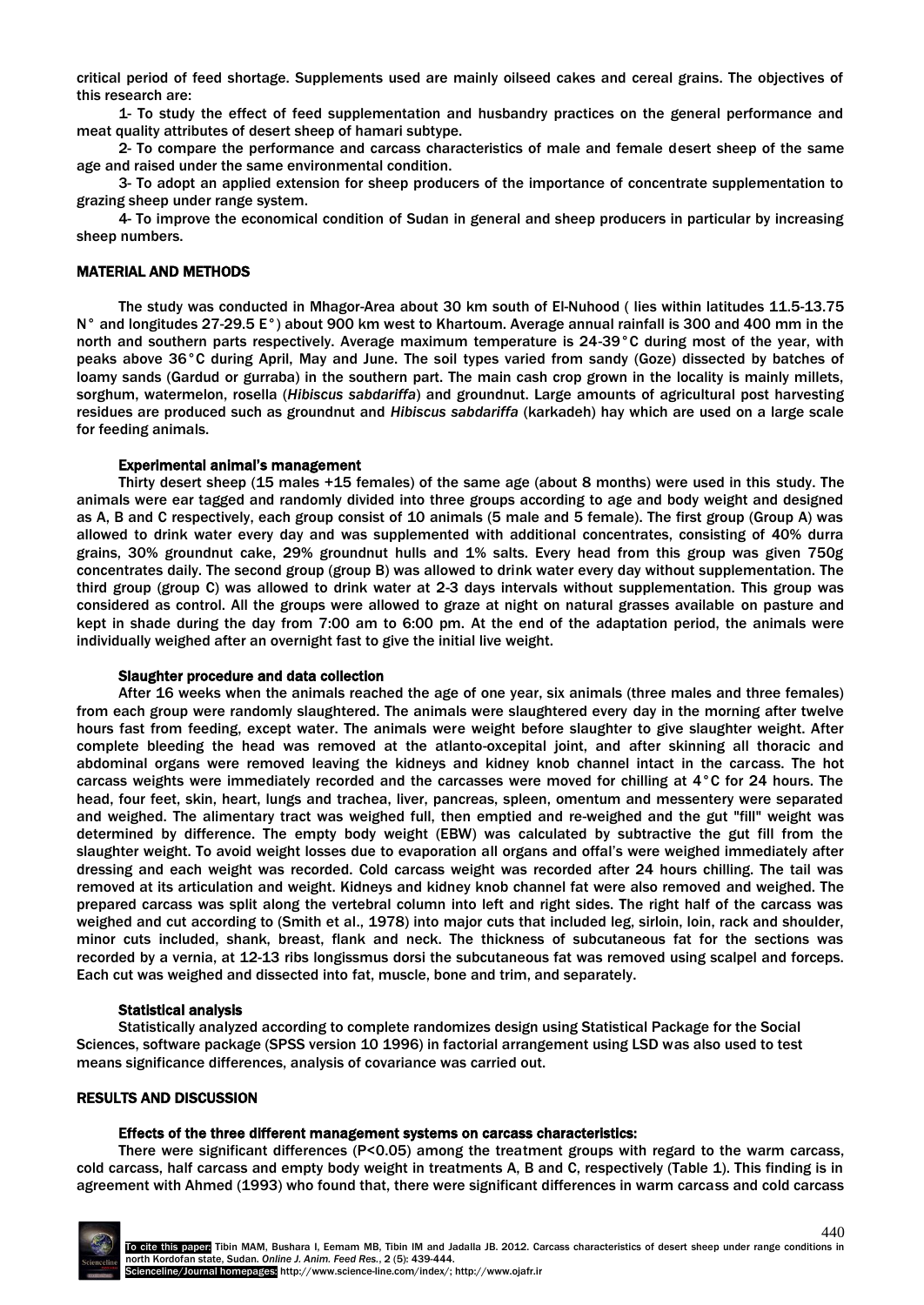critical period of feed shortage. Supplements used are mainly oilseed cakes and cereal grains. The objectives of this research are:

1- To study the effect of feed supplementation and husbandry practices on the general performance and meat quality attributes of desert sheep of hamari subtype.

2- To compare the performance and carcass characteristics of male and female desert sheep of the same age and raised under the same environmental condition.

3- To adopt an applied extension for sheep producers of the importance of concentrate supplementation to grazing sheep under range system.

4- To improve the economical condition of Sudan in general and sheep producers in particular by increasing sheep numbers.

## MATERIAL AND METHODS

The study was conducted in Mhagor-Area about 30 km south of El-Nuhood ( lies within latitudes 11.5-13.75 N° and longitudes 27-29.5 E°) about 900 km west to Khartoum. Average annual rainfall is 300 and 400 mm in the north and southern parts respectively. Average maximum temperature is 24-39°C during most of the year, with peaks above 36°C during April, May and June. The soil types varied from sandy (Goze) dissected by batches of loamy sands (Gardud or gurraba) in the southern part. The main cash crop grown in the locality is mainly millets, sorghum, watermelon, rosella (*Hibiscus sabdariffa*) and groundnut. Large amounts of agricultural post harvesting residues are produced such as groundnut and *Hibiscus sabdariffa* (karkadeh) hay which are used on a large scale for feeding animals.

### Experimental animal's management

Thirty desert sheep (15 males +15 females) of the same age (about 8 months) were used in this study. The animals were ear tagged and randomly divided into three groups according to age and body weight and designed as A, B and C respectively, each group consist of 10 animals (5 male and 5 female). The first group (Group A) was allowed to drink water every day and was supplemented with additional concentrates, consisting of 40% durra grains, 30% groundnut cake, 29% groundnut hulls and 1% salts. Every head from this group was given 750g concentrates daily. The second group (group B) was allowed to drink water every day without supplementation. The third group (group C) was allowed to drink water at 2-3 days intervals without supplementation. This group was considered as control. All the groups were allowed to graze at night on natural grasses available on pasture and kept in shade during the day from 7:00 am to 6:00 pm. At the end of the adaptation period, the animals were individually weighed after an overnight fast to give the initial live weight.

### Slaughter procedure and data collection

After 16 weeks when the animals reached the age of one year, six animals (three males and three females) from each group were randomly slaughtered. The animals were slaughtered every day in the morning after twelve hours fast from feeding, except water. The animals were weight before slaughter to give slaughter weight. After complete bleeding the head was removed at the atlanto-oxcepital joint, and after skinning all thoracic and abdominal organs were removed leaving the kidneys and kidney knob channel intact in the carcass. The hot carcass weights were immediately recorded and the carcasses were moved for chilling at 4°C for 24 hours. The head, four feet, skin, heart, lungs and trachea, liver, pancreas, spleen, omentum and messentery were separated and weighed. The alimentary tract was weighed full, then emptied and re-weighed and the gut "fill" weight was determined by difference. The empty body weight (EBW) was calculated by subtractive the gut fill from the slaughter weight. To avoid weight losses due to evaporation all organs and offal's were weighed immediately after dressing and each weight was recorded. Cold carcass weight was recorded after 24 hours chilling. The tail was removed at its articulation and weight. Kidneys and kidney knob channel fat were also removed and weighed. The prepared carcass was split along the vertebral column into left and right sides. The right half of the carcass was weighed and cut according to (Smith et al., 1978) into major cuts that included leg, sirloin, loin, rack and shoulder, minor cuts included, shank, breast, flank and neck. The thickness of subcutaneous fat for the sections was recorded by a vernia, at 12-13 ribs longissmus dorsi the subcutaneous fat was removed using scalpel and forceps. Each cut was weighed and dissected into fat, muscle, bone and trim, and separately.

### Statistical analysis

Statistically analyzed according to complete randomizes design using Statistical Package for the Social Sciences, software package (SPSS version 10 1996) in factorial arrangement using LSD was also used to test means significance differences, analysis of covariance was carried out.

## RESULTS AND DISCUSSION

### Effects of the three different management systems on carcass characteristics:

There were significant differences ($P<0.05$) among the treatment groups with regard to the warm carcass, cold carcass, half carcass and empty body weight in treatments A, B and C, respectively (Table 1). This finding is in agreement with Ahmed (1993) who found that, there were significant differences in warm carcass and cold carcass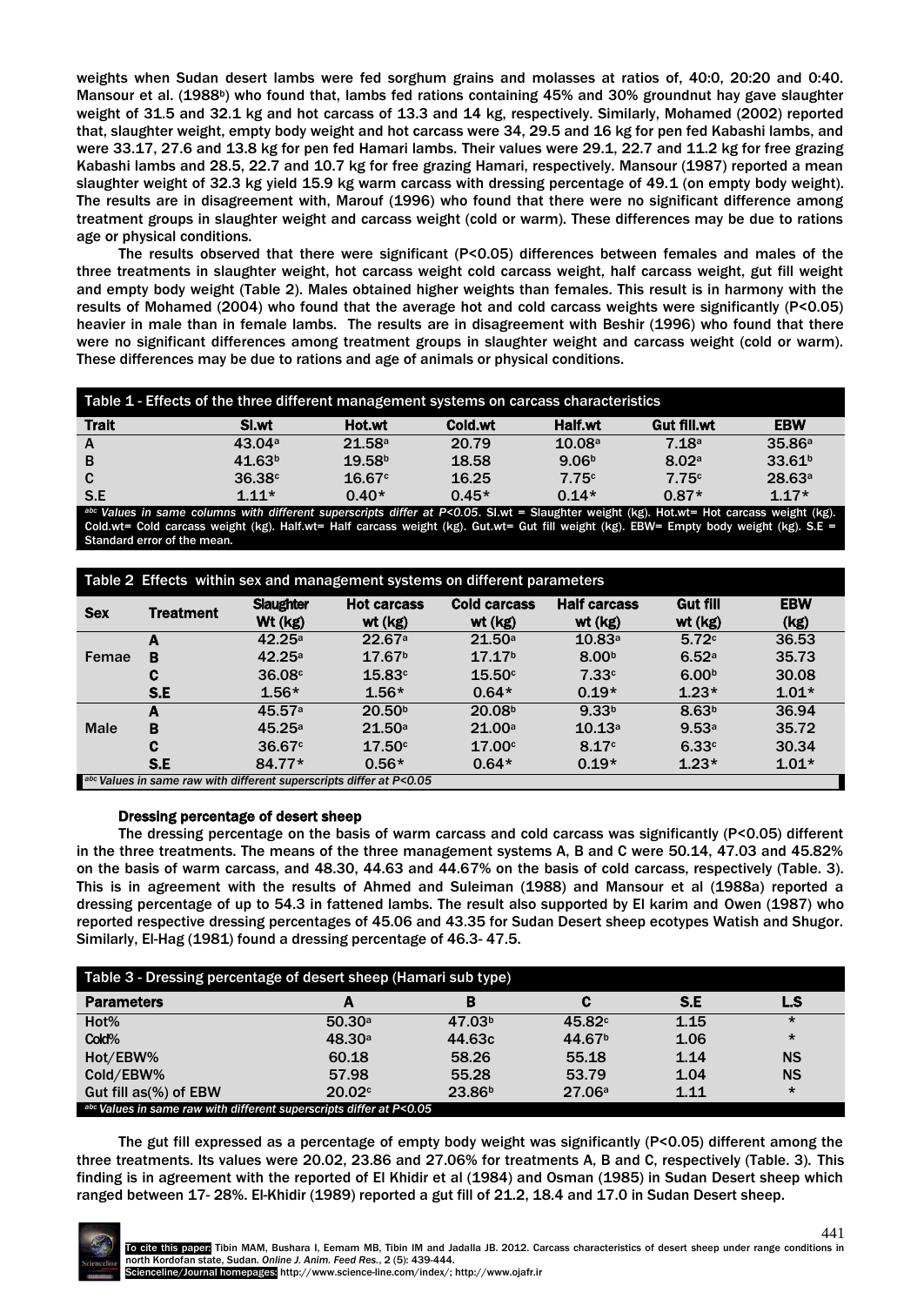weights when Sudan desert lambs were fed sorghum grains and molasses at ratios of, 40:0, 20:20 and 0:40. Mansour et al. (1988[b]) who found that, lambs fed rations containing 45% and 30% groundnut hay gave slaughter weight of 31.5 and 32.1 kg and hot carcass of 13.3 and 14 kg, respectively. Similarly, Mohamed (2002) reported that, slaughter weight, empty body weight and hot carcass were 34, 29.5 and 16 kg for pen fed Kabashi lambs, and were 33.17, 27.6 and 13.8 kg for pen fed Hamari lambs. Their values were 29.1, 22.7 and 11.2 kg for free grazing Kabashi lambs and 28.5, 22.7 and 10.7 kg for free grazing Hamari, respectively. Mansour (1987) reported a mean slaughter weight of 32.3 kg yield 15.9 kg warm carcass with dressing percentage of 49.1 (on empty body weight). The results are in disagreement with, Marouf (1996) who found that there were no significant difference among treatment groups in slaughter weight and carcass weight (cold or warm). These differences may be due to rations age or physical conditions.

The results observed that there were significant (P<0.05) differences between females and males of the three treatments in slaughter weight, hot carcass weight cold carcass weight, half carcass weight, gut fill weight and empty body weight (Table 2). Males obtained higher weights than females. This result is in harmony with the results of Mohamed (2004) who found that the average hot and cold carcass weights were significantly (P<0.05) heavier in male than in female lambs. The results are in disagreement with Beshir (1996) who found that there were no significant differences among treatment groups in slaughter weight and carcass weight (cold or warm). These differences may be due to rations and age of animals or physical conditions.

Table 1 - Effects of the three different management systems on carcass characteristics

| Trait | Sl.wt | Hot.wt | Cold.wt | Half.wt | Gut fill.wt | EBW |
|---|---|---|---|---|---|---|
| A | 43.04[a] | 21.58[a] | 20.79 | 10.08[a] | 7.18[a] | 35.86[a] |
| B | 41.63[b] | 19.58[b] | 18.58 | 9.06[b] | 8.02[a] | 33.61[b] |
| C | 36.38[c] | 16.67[c] | 16.25 | 7.75[c] | 7.75[c] | 28.63[a] |
| S.E | 1.11* | 0.40* | 0.45* | 0.14* | 0.87* | 1.17* |

*[abc] Values in same columns with different superscripts differ at P<0.05*. Sl.wt = Slaughter weight (kg). Hot.wt= Hot carcass weight (kg). Cold.wt= Cold carcass weight (kg). Half.wt= Half carcass weight (kg). Gut.wt= Gut fill weight (kg). EBW= Empty body weight (kg). S.E = Standard error of the mean.

Table 2 Effects within sex and management systems on different parameters

| Sex | Treatment | Slaughter Wt (kg) | Hot carcass wt (kg) | Cold carcass wt (kg) | Half carcass wt (kg) | Gut fill wt (kg) | EBW (kg) |
|---|---|---|---|---|---|---|---|
| Femae | A | 42.25[a] | 22.67[a] | 21.50[a] | 10.83[a] | 5.72[c] | 36.53 |
| | B | 42.25[a] | 17.67[b] | 17.17[b] | 8.00[b] | 6.52[a] | 35.73 |
| | C | 36.08[c] | 15.83[c] | 15.50[c] | 7.33[c] | 6.00[b] | 30.08 |
| | S.E | 1.56* | 1.56* | 0.64* | 0.19* | 1.23* | 1.01* |
| Male | A | 45.57[a] | 20.50[b] | 20.08[b] | 9.33[b] | 8.63[b] | 36.94 |
| | B | 45.25[a] | 21.50[a] | 21.00[a] | 10.13[a] | 9.53[a] | 35.72 |
| | C | 36.67[c] | 17.50[c] | 17.00[c] | 8.17[c] | 6.33[c] | 30.34 |
| | S.E | 84.77* | 0.56* | 0.64* | 0.19* | 1.23* | 1.01* |

*[abc] Values in same raw with different superscripts differ at P<0.05*

### Dressing percentage of desert sheep

The dressing percentage on the basis of warm carcass and cold carcass was significantly (P<0.05) different in the three treatments. The means of the three management systems A, B and C were 50.14, 47.03 and 45.82% on the basis of warm carcass, and 48.30, 44.63 and 44.67% on the basis of cold carcass, respectively (Table. 3). This is in agreement with the results of Ahmed and Suleiman (1988) and Mansour et al (1988a) reported a dressing percentage of up to 54.3 in fattened lambs. The result also supported by El karim and Owen (1987) who reported respective dressing percentages of 45.06 and 43.35 for Sudan Desert sheep ecotypes Watish and Shugor. Similarly, El-Hag (1981) found a dressing percentage of 46.3- 47.5.

Table 3 - Dressing percentage of desert sheep (Hamari sub type)

| Parameters | A | B | C | S.E | L.S |
|---|---|---|---|---|---|
| Hot% | 50.30[a] | 47.03[b] | 45.82[c] | 1.15 | * |
| Cold% | 48.30[a] | 44.63c | 44.67[b] | 1.06 | * |
| Hot/EBW% | 60.18 | 58.26 | 55.18 | 1.14 | NS |
| Cold/EBW% | 57.98 | 55.28 | 53.79 | 1.04 | NS |
| Gut fill as(%) of EBW | 20.02[c] | 23.86[b] | 27.06[a] | 1.11 | * |

*[abc] Values in same raw with different superscripts differ at P<0.05*

The gut fill expressed as a percentage of empty body weight was significantly (P<0.05) different among the three treatments. Its values were 20.02, 23.86 and 27.06% for treatments A, B and C, respectively (Table. 3). This finding is in agreement with the reported of El Khidir et al (1984) and Osman (1985) in Sudan Desert sheep which ranged between 17- 28%. El-Khidir (1989) reported a gut fill of 21.2, 18.4 and 17.0 in Sudan Desert sheep.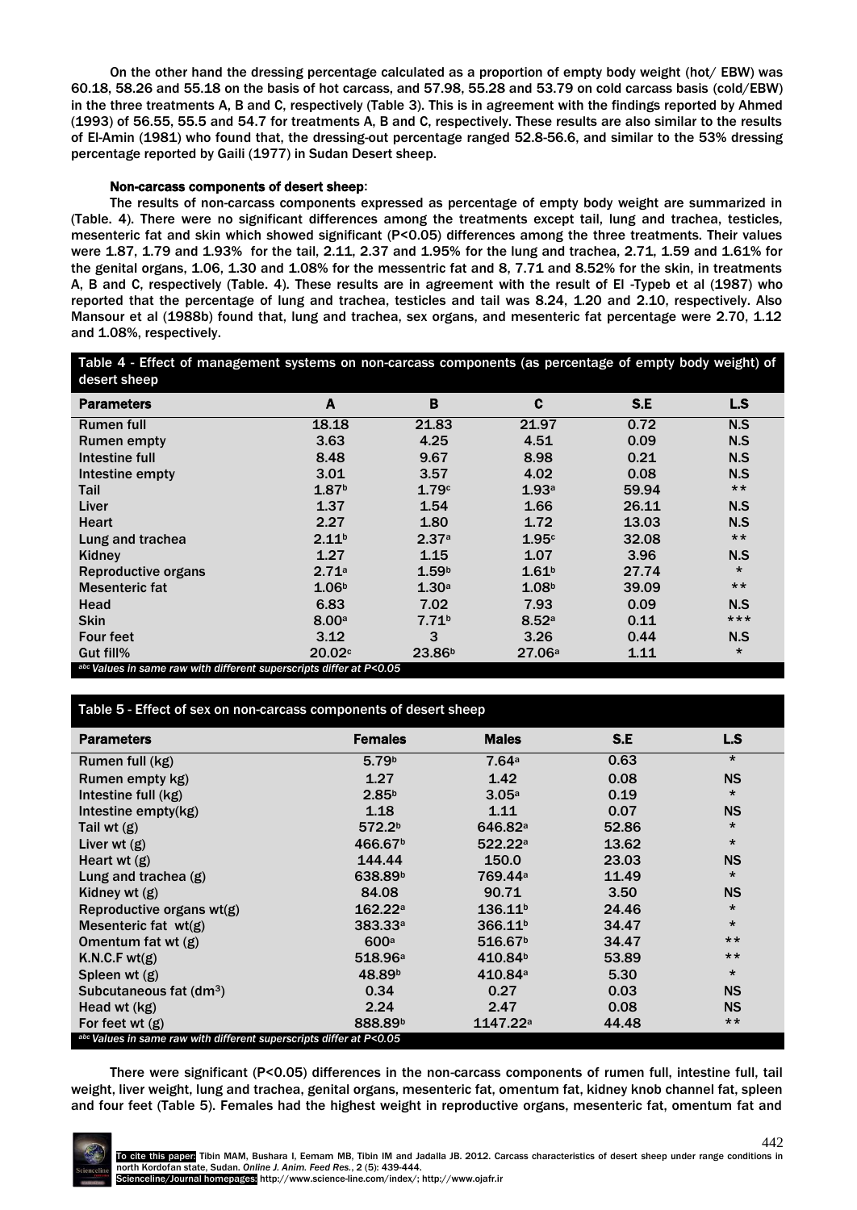On the other hand the dressing percentage calculated as a proportion of empty body weight (hot/ EBW) was 60.18, 58.26 and 55.18 on the basis of hot carcass, and 57.98, 55.28 and 53.79 on cold carcass basis (cold/EBW) in the three treatments A, B and C, respectively (Table 3). This is in agreement with the findings reported by Ahmed (1993) of 56.55, 55.5 and 54.7 for treatments A, B and C, respectively. These results are also similar to the results of El-Amin (1981) who found that, the dressing-out percentage ranged 52.8-56.6, and similar to the 53% dressing percentage reported by Gaili (1977) in Sudan Desert sheep.

**Non-carcass components of desert sheep**:

The results of non-carcass components expressed as percentage of empty body weight are summarized in (Table. 4). There were no significant differences among the treatments except tail, lung and trachea, testicles, mesenteric fat and skin which showed significant (P<0.05) differences among the three treatments. Their values were 1.87, 1.79 and 1.93% for the tail, 2.11, 2.37 and 1.95% for the lung and trachea, 2.71, 1.59 and 1.61% for the genital organs, 1.06, 1.30 and 1.08% for the messentric fat and 8, 7.71 and 8.52% for the skin, in treatments A, B and C, respectively (Table. 4). These results are in agreement with the result of El -Typeb et al (1987) who reported that the percentage of lung and trachea, testicles and tail was 8.24, 1.20 and 2.10, respectively. Also Mansour et al (1988b) found that, lung and trachea, sex organs, and mesenteric fat percentage were 2.70, 1.12 and 1.08%, respectively.

**Table 4 - Effect of management systems on non-carcass components (as percentage of empty body weight) of desert sheep**

| Parameters | A | B | C | S.E | L.S |
|---|---|---|---|---|---|
| Rumen full | 18.18 | 21.83 | 21.97 | 0.72 | N.S |
| Rumen empty | 3.63 | 4.25 | 4.51 | 0.09 | N.S |
| Intestine full | 8.48 | 9.67 | 8.98 | 0.21 | N.S |
| Intestine empty | 3.01 | 3.57 | 4.02 | 0.08 | N.S |
| Tail | 1.87[b] | 1.79[c] | 1.93[a] | 59.94 | ** |
| Liver | 1.37 | 1.54 | 1.66 | 26.11 | N.S |
| Heart | 2.27 | 1.80 | 1.72 | 13.03 | N.S |
| Lung and trachea | 2.11[b] | 2.37[a] | 1.95[c] | 32.08 | ** |
| Kidney | 1.27 | 1.15 | 1.07 | 3.96 | N.S |
| Reproductive organs | 2.71[a] | 1.59[b] | 1.61[b] | 27.74 | * |
| Mesenteric fat | 1.06[b] | 1.30[a] | 1.08[b] | 39.09 | ** |
| Head | 6.83 | 7.02 | 7.93 | 0.09 | N.S |
| Skin | 8.00[a] | 7.71[b] | 8.52[a] | 0.11 | *** |
| Four feet | 3.12 | 3 | 3.26 | 0.44 | N.S |
| Gut fill% | 20.02[c] | 23.86[b] | 27.06[a] | 1.11 | * |

*[abc] Values in same raw with different superscripts differ at P<0.05*

**Table 5 - Effect of sex on non-carcass components of desert sheep**

| Parameters | Females | Males | S.E | L.S |
|---|---|---|---|---|
| Rumen full (kg) | 5.79[b] | 7.64[a] | 0.63 | * |
| Rumen empty kg) | 1.27 | 1.42 | 0.08 | NS |
| Intestine full (kg) | 2.85[b] | 3.05[a] | 0.19 | * |
| Intestine empty(kg) | 1.18 | 1.11 | 0.07 | NS |
| Tail wt (g) | 572.2[b] | 646.82[a] | 52.86 | * |
| Liver wt (g) | 466.67[b] | 522.22[a] | 13.62 | * |
| Heart wt (g) | 144.44 | 150.0 | 23.03 | NS |
| Lung and trachea (g) | 638.89[b] | 769.44[a] | 11.49 | * |
| Kidney wt (g) | 84.08 | 90.71 | 3.50 | NS |
| Reproductive organs wt(g) | 162.22[a] | 136.11[b] | 24.46 | * |
| Mesenteric fat wt(g) | 383.33[a] | 366.11[b] | 34.47 | * |
| Omentum fat wt (g) | 600[a] | 516.67[b] | 34.47 | ** |
| K.N.C.F wt(g) | 518.96[a] | 410.84[b] | 53.89 | ** |
| Spleen wt (g) | 48.89[b] | 410.84[a] | 5.30 | * |
| Subcutaneous fat ($dm^3$) | 0.34 | 0.27 | 0.03 | NS |
| Head wt (kg) | 2.24 | 2.47 | 0.08 | NS |
| For feet wt (g) | 888.89[b] | 1147.22[a] | 44.48 | ** |

*[abc] Values in same raw with different superscripts differ at P<0.05*

There were significant (P<0.05) differences in the non-carcass components of rumen full, intestine full, tail weight, liver weight, lung and trachea, genital organs, mesenteric fat, omentum fat, kidney knob channel fat, spleen and four feet (Table 5). Females had the highest weight in reproductive organs, mesenteric fat, omentum fat and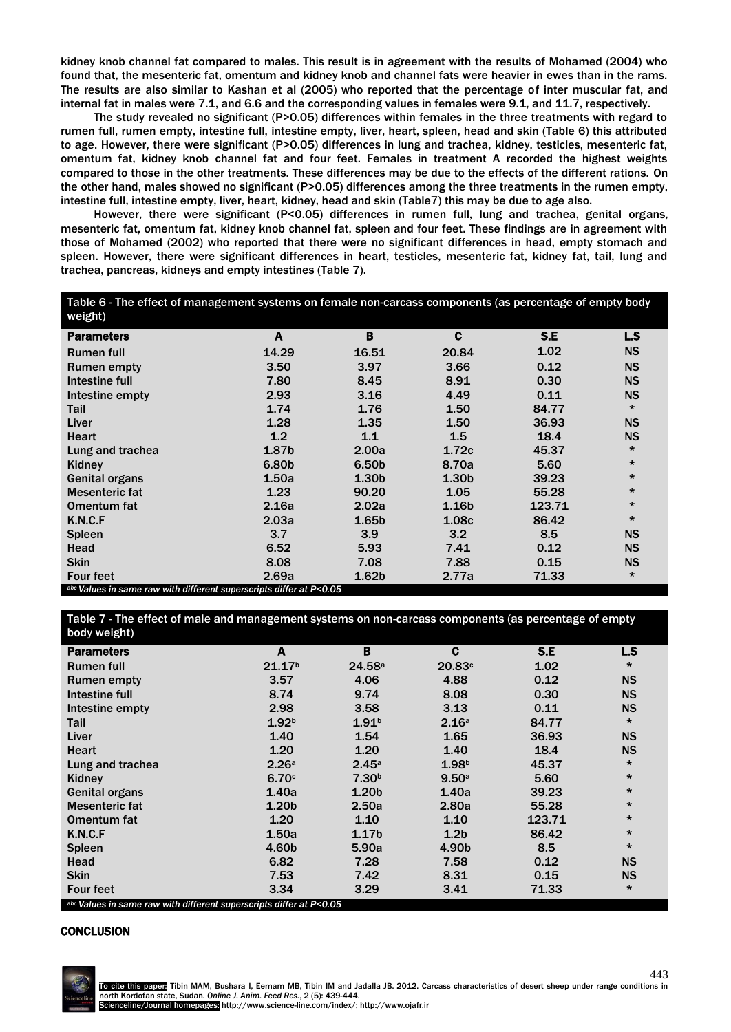kidney knob channel fat compared to males. This result is in agreement with the results of Mohamed (2004) who found that, the mesenteric fat, omentum and kidney knob and channel fats were heavier in ewes than in the rams. The results are also similar to Kashan et al (2005) who reported that the percentage of inter muscular fat, and internal fat in males were 7.1, and 6.6 and the corresponding values in females were 9.1, and 11.7, respectively.

The study revealed no significant (P>0.05) differences within females in the three treatments with regard to rumen full, rumen empty, intestine full, intestine empty, liver, heart, spleen, head and skin (Table 6) this attributed to age. However, there were significant (P>0.05) differences in lung and trachea, kidney, testicles, mesenteric fat, omentum fat, kidney knob channel fat and four feet. Females in treatment A recorded the highest weights compared to those in the other treatments. These differences may be due to the effects of the different rations. On the other hand, males showed no significant (P>0.05) differences among the three treatments in the rumen empty, intestine full, intestine empty, liver, heart, kidney, head and skin (Table7) this may be due to age also.

However, there were significant (P<0.05) differences in rumen full, lung and trachea, genital organs, mesenteric fat, omentum fat, kidney knob channel fat, spleen and four feet. These findings are in agreement with those of Mohamed (2002) who reported that there were no significant differences in head, empty stomach and spleen. However, there were significant differences in heart, testicles, mesenteric fat, kidney fat, tail, lung and trachea, pancreas, kidneys and empty intestines (Table 7).

Table 6 - The effect of management systems on female non-carcass components (as percentage of empty body weight)

| Parameters | A | B | C | S.E | L.S |
|---|---|---|---|---|---|
| Rumen full | 14.29 | 16.51 | 20.84 | 1.02 | NS |
| Rumen empty | 3.50 | 3.97 | 3.66 | 0.12 | NS |
| Intestine full | 7.80 | 8.45 | 8.91 | 0.30 | NS |
| Intestine empty | 2.93 | 3.16 | 4.49 | 0.11 | NS |
| Tail | 1.74 | 1.76 | 1.50 | 84.77 | * |
| Liver | 1.28 | 1.35 | 1.50 | 36.93 | NS |
| Heart | 1.2 | 1.1 | 1.5 | 18.4 | NS |
| Lung and trachea | 1.87b | 2.00a | 1.72c | 45.37 | * |
| Kidney | 6.80b | 6.50b | 8.70a | 5.60 | * |
| Genital organs | 1.50a | 1.30b | 1.30b | 39.23 | * |
| Mesenteric fat | 1.23 | 90.20 | 1.05 | 55.28 | * |
| Omentum fat | 2.16a | 2.02a | 1.16b | 123.71 | * |
| K.N.C.F | 2.03a | 1.65b | 1.08c | 86.42 | * |
| Spleen | 3.7 | 3.9 | 3.2 | 8.5 | NS |
| Head | 6.52 | 5.93 | 7.41 | 0.12 | NS |
| Skin | 8.08 | 7.08 | 7.88 | 0.15 | NS |
| Four feet | 2.69a | 1.62b | 2.77a | 71.33 | * |

*abc Values in same raw with different superscripts differ at P<0.05*

Table 7 - The effect of male and management systems on non-carcass components (as percentage of empty body weight)

| Parameters | A | B | C | S.E | L.S |
|---|---|---|---|---|---|
| Rumen full | 21.17b | 24.58a | 20.83c | 1.02 | * |
| Rumen empty | 3.57 | 4.06 | 4.88 | 0.12 | NS |
| Intestine full | 8.74 | 9.74 | 8.08 | 0.30 | NS |
| Intestine empty | 2.98 | 3.58 | 3.13 | 0.11 | NS |
| Tail | 1.92b | 1.91b | 2.16a | 84.77 | * |
| Liver | 1.40 | 1.54 | 1.65 | 36.93 | NS |
| Heart | 1.20 | 1.20 | 1.40 | 18.4 | NS |
| Lung and trachea | 2.26a | 2.45a | 1.98b | 45.37 | * |
| Kidney | 6.70c | 7.30b | 9.50a | 5.60 | * |
| Genital organs | 1.40a | 1.20b | 1.40a | 39.23 | * |
| Mesenteric fat | 1.20b | 2.50a | 2.80a | 55.28 | * |
| Omentum fat | 1.20 | 1.10 | 1.10 | 123.71 | * |
| K.N.C.F | 1.50a | 1.17b | 1.2b | 86.42 | * |
| Spleen | 4.60b | 5.90a | 4.90b | 8.5 | * |
| Head | 6.82 | 7.28 | 7.58 | 0.12 | NS |
| Skin | 7.53 | 7.42 | 8.31 | 0.15 | NS |
| Four feet | 3.34 | 3.29 | 3.41 | 71.33 | * |

*abc Values in same raw with different superscripts differ at P<0.05*

## CONCLUSION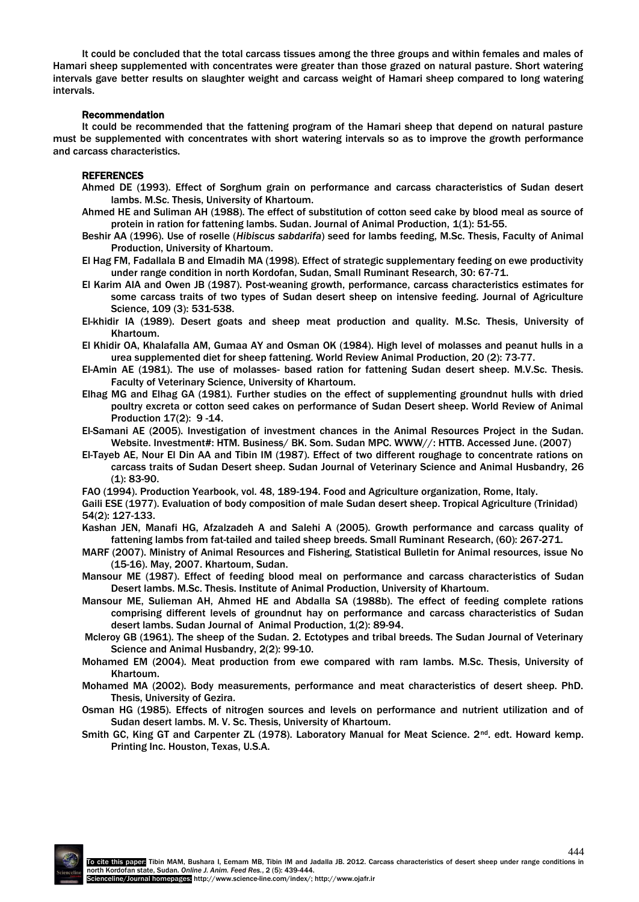It could be concluded that the total carcass tissues among the three groups and within females and males of Hamari sheep supplemented with concentrates were greater than those grazed on natural pasture. Short watering intervals gave better results on slaughter weight and carcass weight of Hamari sheep compared to long watering intervals.

## Recommendation

It could be recommended that the fattening program of the Hamari sheep that depend on natural pasture must be supplemented with concentrates with short watering intervals so as to improve the growth performance and carcass characteristics.

## REFERENCES

Ahmed DE (1993). Effect of Sorghum grain on performance and carcass characteristics of Sudan desert lambs. M.Sc. Thesis, University of Khartoum.

Ahmed HE and Suliman AH (1988). The effect of substitution of cotton seed cake by blood meal as source of protein in ration for fattening lambs. Sudan. Journal of Animal Production, 1(1): 51-55.

Beshir AA (1996). Use of roselle (*Hibiscus sabdarifa*) seed for lambs feeding, M.Sc. Thesis, Faculty of Animal Production, University of Khartoum.

El Hag FM, Fadallala B and Elmadih MA (1998). Effect of strategic supplementary feeding on ewe productivity under range condition in north Kordofan, Sudan, Small Ruminant Research, 30: 67-71.

El Karim AIA and Owen JB (1987). Post-weaning growth, performance, carcass characteristics estimates for some carcass traits of two types of Sudan desert sheep on intensive feeding. Journal of Agriculture Science, 109 (3): 531-538.

El-khidir IA (1989). Desert goats and sheep meat production and quality. M.Sc. Thesis, University of Khartoum.

El Khidir OA, Khalafalla AM, Gumaa AY and Osman OK (1984). High level of molasses and peanut hulls in a urea supplemented diet for sheep fattening. World Review Animal Production, 20 (2): 73-77.

El-Amin AE (1981). The use of molasses- based ration for fattening Sudan desert sheep. M.V.Sc. Thesis. Faculty of Veterinary Science, University of Khartoum.

Elhag MG and Elhag GA (1981). Further studies on the effect of supplementing groundnut hulls with dried poultry excreta or cotton seed cakes on performance of Sudan Desert sheep. World Review of Animal Production 17(2): 9 -14.

El-Samani AE (2005). Investigation of investment chances in the Animal Resources Project in the Sudan. Website. Investment#: HTM. Business/ BK. Som. Sudan MPC. WWW//: HTTB. Accessed June. (2007)

El-Tayeb AE, Nour El Din AA and Tibin IM (1987). Effect of two different roughage to concentrate rations on carcass traits of Sudan Desert sheep. Sudan Journal of Veterinary Science and Animal Husbandry, 26 (1): 83-90.

FAO (1994). Production Yearbook, vol. 48, 189-194. Food and Agriculture organization, Rome, Italy.

Gaili ESE (1977). Evaluation of body composition of male Sudan desert sheep. Tropical Agriculture (Trinidad) 54(2): 127-133.

Kashan JEN, Manafi HG, Afzalzadeh A and Salehi A (2005). Growth performance and carcass quality of fattening lambs from fat-tailed and tailed sheep breeds. Small Ruminant Research, (60): 267-271.

MARF (2007). Ministry of Animal Resources and Fishering, Statistical Bulletin for Animal resources, issue No (15-16). May, 2007. Khartoum, Sudan.

Mansour ME (1987). Effect of feeding blood meal on performance and carcass characteristics of Sudan Desert lambs. M.Sc. Thesis. Institute of Animal Production, University of Khartoum.

Mansour ME, Sulieman AH, Ahmed HE and Abdalla SA (1988b). The effect of feeding complete rations comprising different levels of groundnut hay on performance and carcass characteristics of Sudan desert lambs. Sudan Journal of Animal Production, 1(2): 89-94.

Mcleroy GB (1961). The sheep of the Sudan. 2. Ectotypes and tribal breeds. The Sudan Journal of Veterinary Science and Animal Husbandry, 2(2): 99-10.

Mohamed EM (2004). Meat production from ewe compared with ram lambs. M.Sc. Thesis, University of Khartoum.

Mohamed MA (2002). Body measurements, performance and meat characteristics of desert sheep. PhD. Thesis, University of Gezira.

Osman HG (1985). Effects of nitrogen sources and levels on performance and nutrient utilization and of Sudan desert lambs. M. V. Sc. Thesis, University of Khartoum.

Smith GC, King GT and Carpenter ZL (1978). Laboratory Manual for Meat Science. 2nd. edt. Howard kemp. Printing Inc. Houston, Texas, U.S.A.